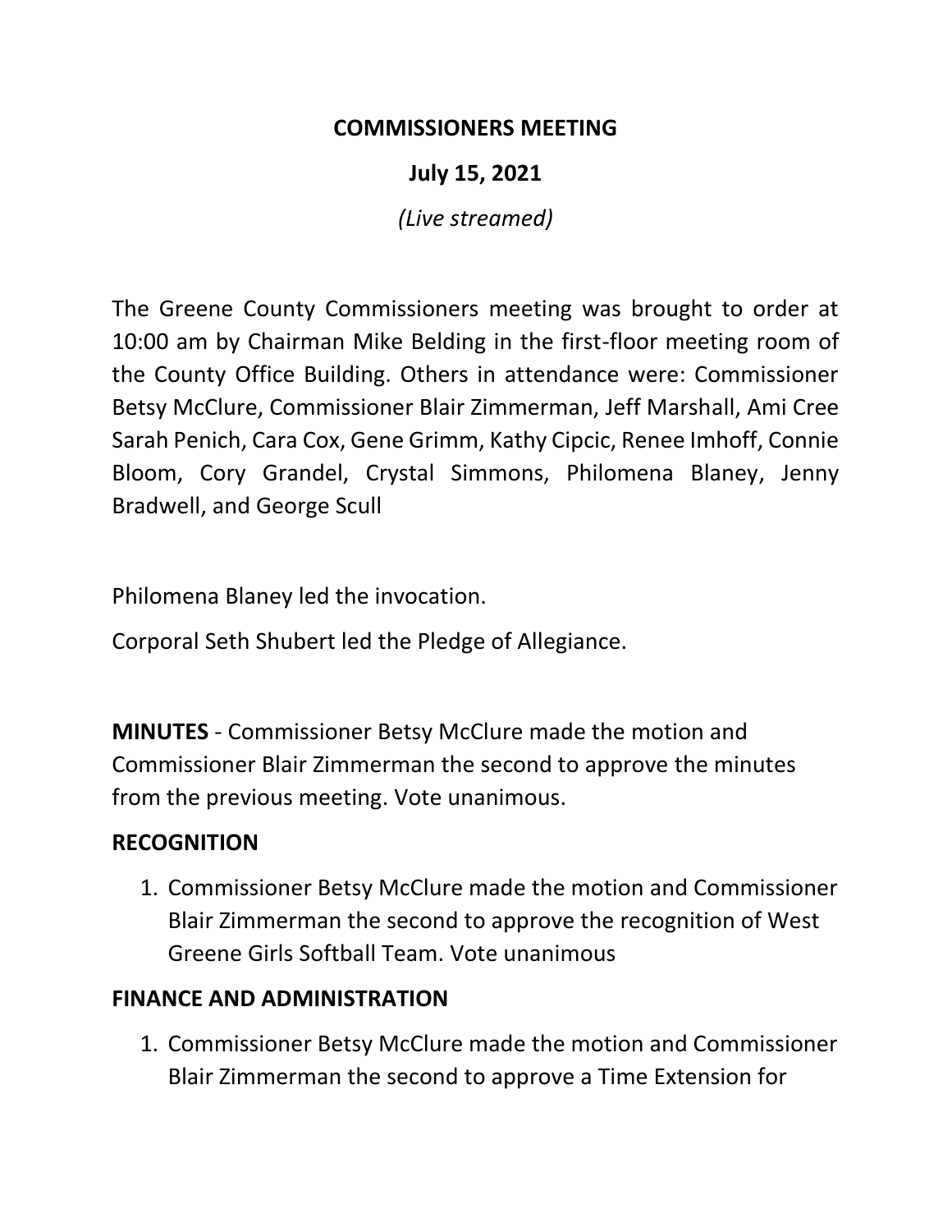# COMMISSIONERS MEETING

## July 15, 2021

*(Live streamed)*

The Greene County Commissioners meeting was brought to order at 10:00 am by Chairman Mike Belding in the first-floor meeting room of the County Office Building. Others in attendance were: Commissioner Betsy McClure, Commissioner Blair Zimmerman, Jeff Marshall, Ami Cree Sarah Penich, Cara Cox, Gene Grimm, Kathy Cipcic, Renee Imhoff, Connie Bloom, Cory Grandel, Crystal Simmons, Philomena Blaney, Jenny Bradwell, and George Scull

Philomena Blaney led the invocation.

Corporal Seth Shubert led the Pledge of Allegiance.

**MINUTES** - Commissioner Betsy McClure made the motion and Commissioner Blair Zimmerman the second to approve the minutes from the previous meeting. Vote unanimous.

**RECOGNITION**

1. Commissioner Betsy McClure made the motion and Commissioner Blair Zimmerman the second to approve the recognition of West Greene Girls Softball Team. Vote unanimous

**FINANCE AND ADMINISTRATION**

1. Commissioner Betsy McClure made the motion and Commissioner Blair Zimmerman the second to approve a Time Extension for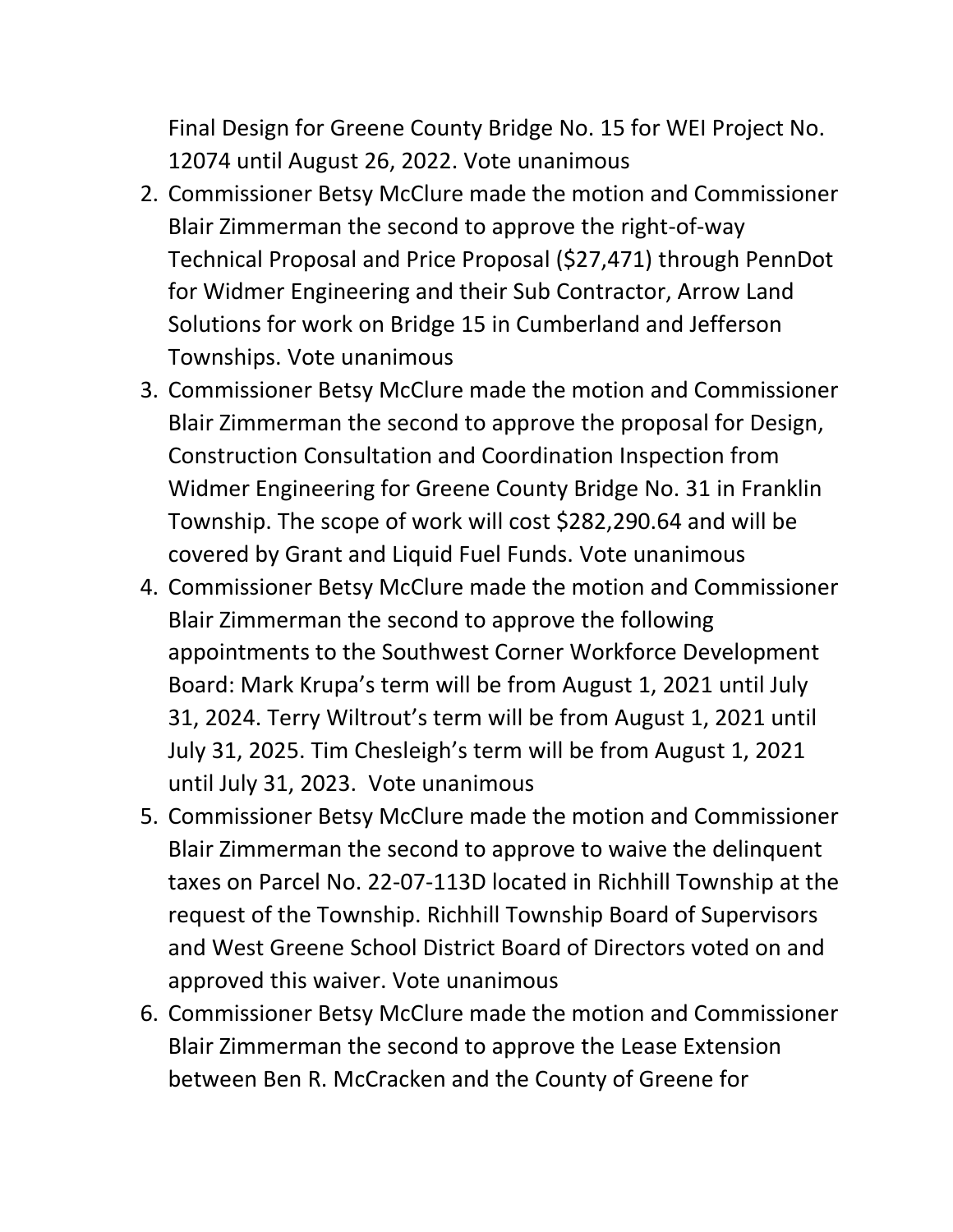Final Design for Greene County Bridge No. 15 for WEI Project No. 12074 until August 26, 2022. Vote unanimous

2. Commissioner Betsy McClure made the motion and Commissioner Blair Zimmerman the second to approve the right-of-way Technical Proposal and Price Proposal ($27,471) through PennDot for Widmer Engineering and their Sub Contractor, Arrow Land Solutions for work on Bridge 15 in Cumberland and Jefferson Townships. Vote unanimous
3. Commissioner Betsy McClure made the motion and Commissioner Blair Zimmerman the second to approve the proposal for Design, Construction Consultation and Coordination Inspection from Widmer Engineering for Greene County Bridge No. 31 in Franklin Township. The scope of work will cost $282,290.64 and will be covered by Grant and Liquid Fuel Funds. Vote unanimous
4. Commissioner Betsy McClure made the motion and Commissioner Blair Zimmerman the second to approve the following appointments to the Southwest Corner Workforce Development Board: Mark Krupa's term will be from August 1, 2021 until July 31, 2024. Terry Wiltrout's term will be from August 1, 2021 until July 31, 2025. Tim Chesleigh's term will be from August 1, 2021 until July 31, 2023. Vote unanimous
5. Commissioner Betsy McClure made the motion and Commissioner Blair Zimmerman the second to approve to waive the delinquent taxes on Parcel No. 22-07-113D located in Richhill Township at the request of the Township. Richhill Township Board of Supervisors and West Greene School District Board of Directors voted on and approved this waiver. Vote unanimous
6. Commissioner Betsy McClure made the motion and Commissioner Blair Zimmerman the second to approve the Lease Extension between Ben R. McCracken and the County of Greene for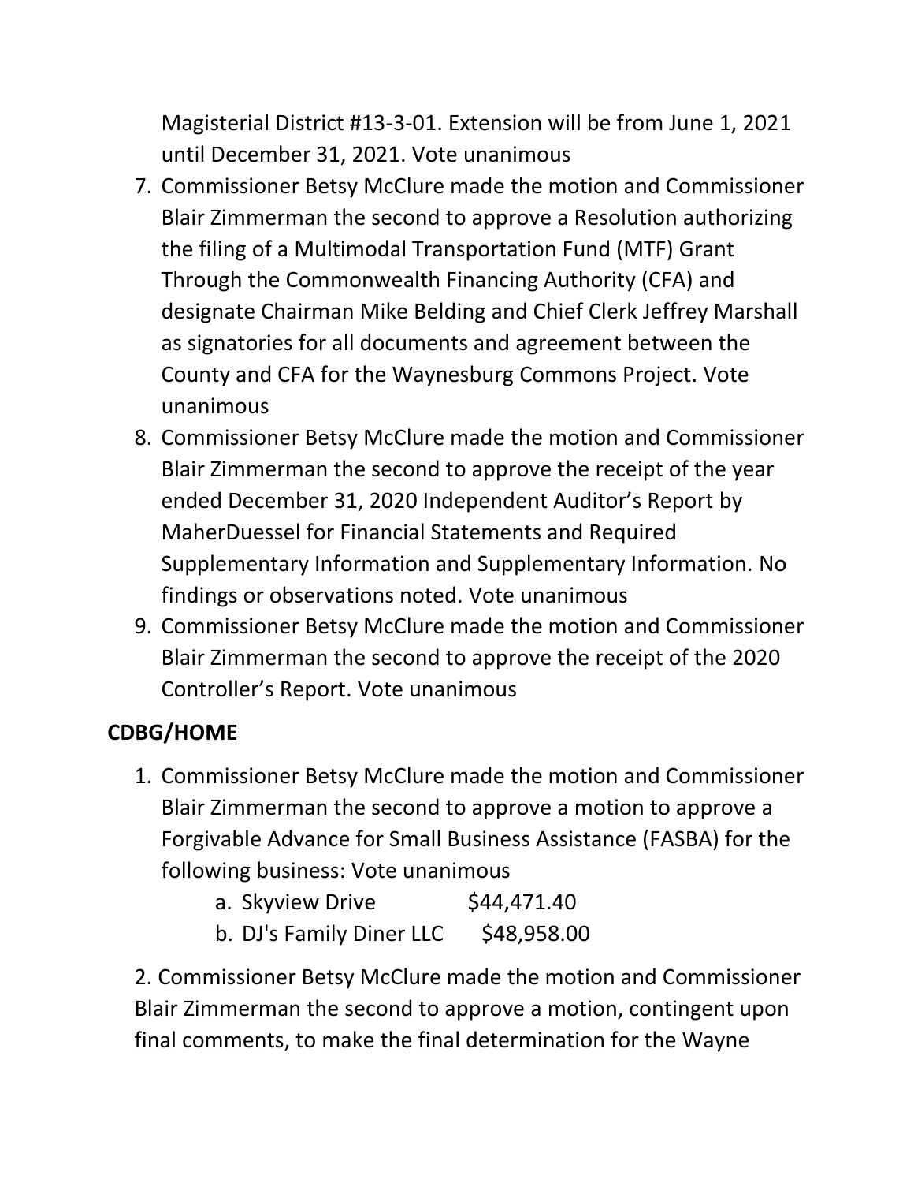Magisterial District #13-3-01. Extension will be from June 1, 2021 until December 31, 2021. Vote unanimous

7. Commissioner Betsy McClure made the motion and Commissioner Blair Zimmerman the second to approve a Resolution authorizing the filing of a Multimodal Transportation Fund (MTF) Grant Through the Commonwealth Financing Authority (CFA) and designate Chairman Mike Belding and Chief Clerk Jeffrey Marshall as signatories for all documents and agreement between the County and CFA for the Waynesburg Commons Project. Vote unanimous
8. Commissioner Betsy McClure made the motion and Commissioner Blair Zimmerman the second to approve the receipt of the year ended December 31, 2020 Independent Auditor's Report by MaherDuessel for Financial Statements and Required Supplementary Information and Supplementary Information. No findings or observations noted. Vote unanimous
9. Commissioner Betsy McClure made the motion and Commissioner Blair Zimmerman the second to approve the receipt of the 2020 Controller's Report. Vote unanimous

**CDBG/HOME**

1. Commissioner Betsy McClure made the motion and Commissioner Blair Zimmerman the second to approve a motion to approve a Forgivable Advance for Small Business Assistance (FASBA) for the following business: Vote unanimous
   a. Skyview Drive $44,471.40
   b. DJ's Family Diner LLC $48,958.00

2. Commissioner Betsy McClure made the motion and Commissioner Blair Zimmerman the second to approve a motion, contingent upon final comments, to make the final determination for the Wayne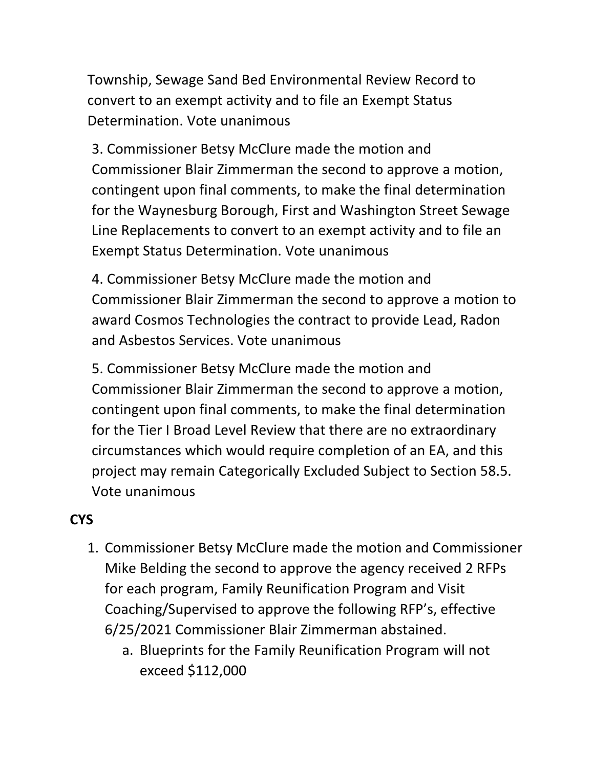Township, Sewage Sand Bed Environmental Review Record to convert to an exempt activity and to file an Exempt Status Determination. Vote unanimous

3. Commissioner Betsy McClure made the motion and Commissioner Blair Zimmerman the second to approve a motion, contingent upon final comments, to make the final determination for the Waynesburg Borough, First and Washington Street Sewage Line Replacements to convert to an exempt activity and to file an Exempt Status Determination. Vote unanimous

4. Commissioner Betsy McClure made the motion and Commissioner Blair Zimmerman the second to approve a motion to award Cosmos Technologies the contract to provide Lead, Radon and Asbestos Services. Vote unanimous

5. Commissioner Betsy McClure made the motion and Commissioner Blair Zimmerman the second to approve a motion, contingent upon final comments, to make the final determination for the Tier I Broad Level Review that there are no extraordinary circumstances which would require completion of an EA, and this project may remain Categorically Excluded Subject to Section 58.5. Vote unanimous

**CYS**

1. Commissioner Betsy McClure made the motion and Commissioner Mike Belding the second to approve the agency received 2 RFPs for each program, Family Reunification Program and Visit Coaching/Supervised to approve the following RFP's, effective 6/25/2021 Commissioner Blair Zimmerman abstained.
   a. Blueprints for the Family Reunification Program will not exceed $112,000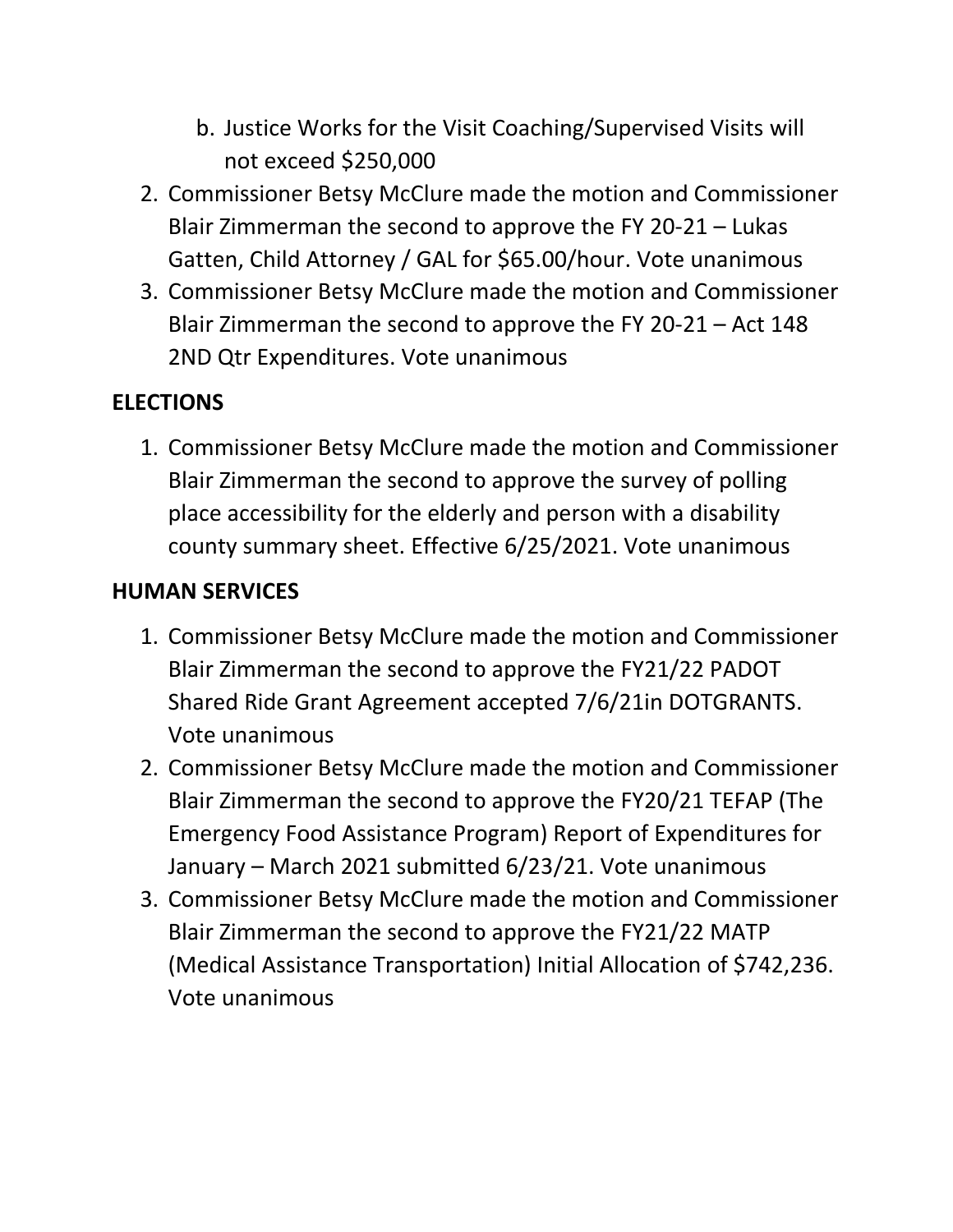b. Justice Works for the Visit Coaching/Supervised Visits will not exceed $250,000

2. Commissioner Betsy McClure made the motion and Commissioner Blair Zimmerman the second to approve the FY 20-21 – Lukas Gatten, Child Attorney / GAL for $65.00/hour. Vote unanimous
3. Commissioner Betsy McClure made the motion and Commissioner Blair Zimmerman the second to approve the FY 20-21 – Act 148 2ND Qtr Expenditures. Vote unanimous

**ELECTIONS**

1. Commissioner Betsy McClure made the motion and Commissioner Blair Zimmerman the second to approve the survey of polling place accessibility for the elderly and person with a disability county summary sheet. Effective 6/25/2021. Vote unanimous

**HUMAN SERVICES**

1. Commissioner Betsy McClure made the motion and Commissioner Blair Zimmerman the second to approve the FY21/22 PADOT Shared Ride Grant Agreement accepted 7/6/21in DOTGRANTS. Vote unanimous
2. Commissioner Betsy McClure made the motion and Commissioner Blair Zimmerman the second to approve the FY20/21 TEFAP (The Emergency Food Assistance Program) Report of Expenditures for January – March 2021 submitted 6/23/21. Vote unanimous
3. Commissioner Betsy McClure made the motion and Commissioner Blair Zimmerman the second to approve the FY21/22 MATP (Medical Assistance Transportation) Initial Allocation of $742,236. Vote unanimous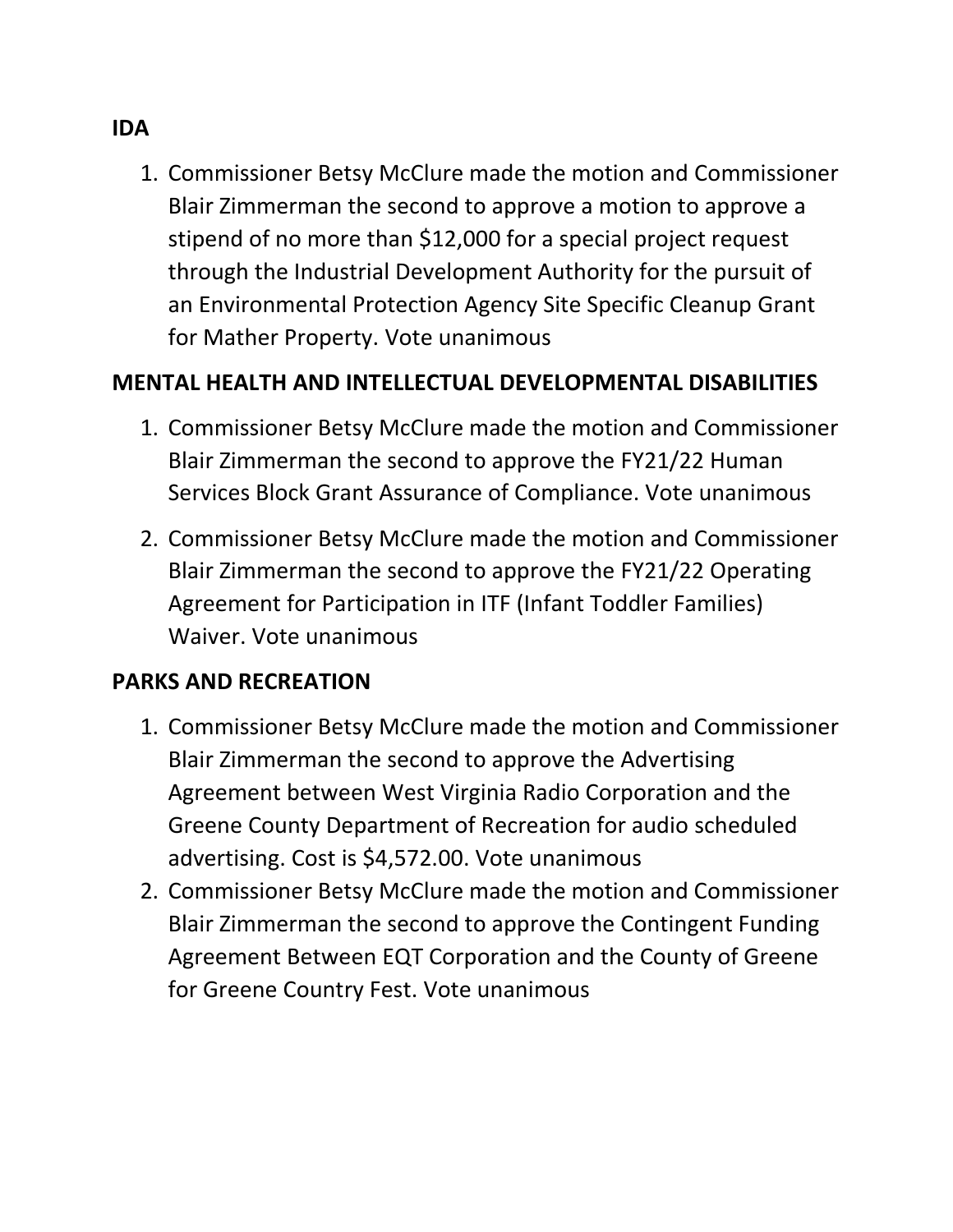**IDA**

1. Commissioner Betsy McClure made the motion and Commissioner Blair Zimmerman the second to approve a motion to approve a stipend of no more than $12,000 for a special project request through the Industrial Development Authority for the pursuit of an Environmental Protection Agency Site Specific Cleanup Grant for Mather Property. Vote unanimous

**MENTAL HEALTH AND INTELLECTUAL DEVELOPMENTAL DISABILITIES**

1. Commissioner Betsy McClure made the motion and Commissioner Blair Zimmerman the second to approve the FY21/22 Human Services Block Grant Assurance of Compliance. Vote unanimous
2. Commissioner Betsy McClure made the motion and Commissioner Blair Zimmerman the second to approve the FY21/22 Operating Agreement for Participation in ITF (Infant Toddler Families) Waiver. Vote unanimous

**PARKS AND RECREATION**

1. Commissioner Betsy McClure made the motion and Commissioner Blair Zimmerman the second to approve the Advertising Agreement between West Virginia Radio Corporation and the Greene County Department of Recreation for audio scheduled advertising. Cost is $4,572.00. Vote unanimous
2. Commissioner Betsy McClure made the motion and Commissioner Blair Zimmerman the second to approve the Contingent Funding Agreement Between EQT Corporation and the County of Greene for Greene Country Fest. Vote unanimous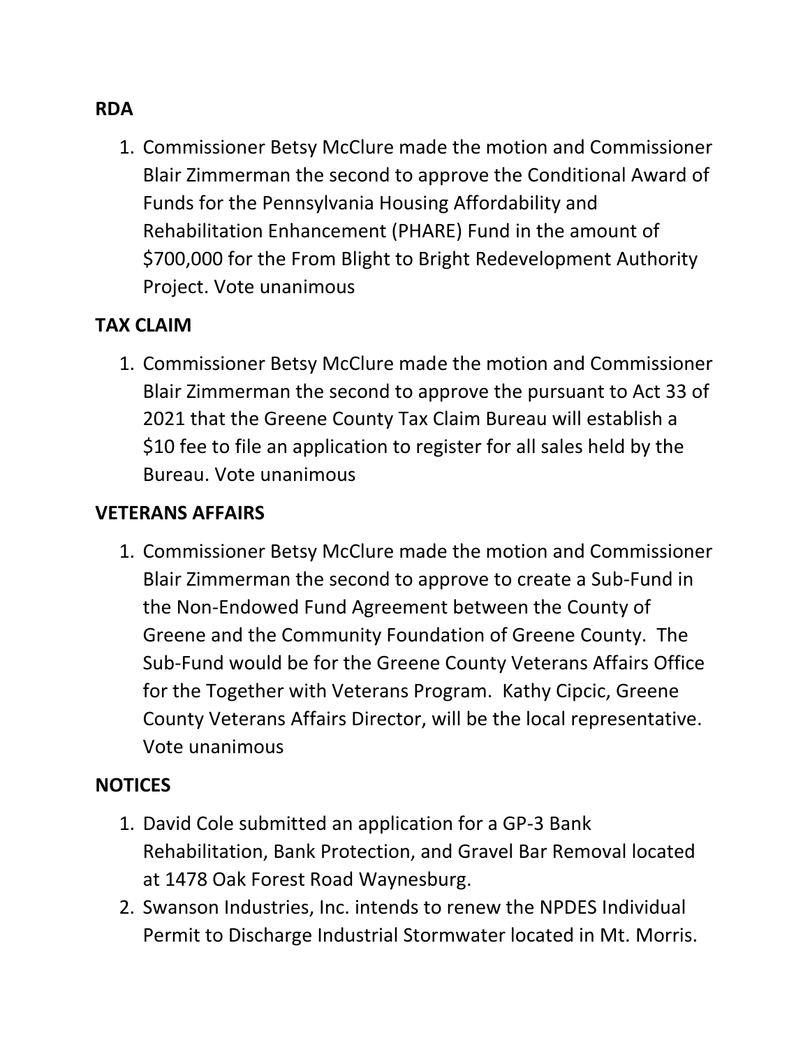**RDA**

1. Commissioner Betsy McClure made the motion and Commissioner Blair Zimmerman the second to approve the Conditional Award of Funds for the Pennsylvania Housing Affordability and Rehabilitation Enhancement (PHARE) Fund in the amount of $700,000 for the From Blight to Bright Redevelopment Authority Project. Vote unanimous

**TAX CLAIM**

1. Commissioner Betsy McClure made the motion and Commissioner Blair Zimmerman the second to approve the pursuant to Act 33 of 2021 that the Greene County Tax Claim Bureau will establish a $10 fee to file an application to register for all sales held by the Bureau. Vote unanimous

**VETERANS AFFAIRS**

1. Commissioner Betsy McClure made the motion and Commissioner Blair Zimmerman the second to approve to create a Sub-Fund in the Non-Endowed Fund Agreement between the County of Greene and the Community Foundation of Greene County. The Sub-Fund would be for the Greene County Veterans Affairs Office for the Together with Veterans Program. Kathy Cipcic, Greene County Veterans Affairs Director, will be the local representative. Vote unanimous

**NOTICES**

1. David Cole submitted an application for a GP-3 Bank Rehabilitation, Bank Protection, and Gravel Bar Removal located at 1478 Oak Forest Road Waynesburg.
2. Swanson Industries, Inc. intends to renew the NPDES Individual Permit to Discharge Industrial Stormwater located in Mt. Morris.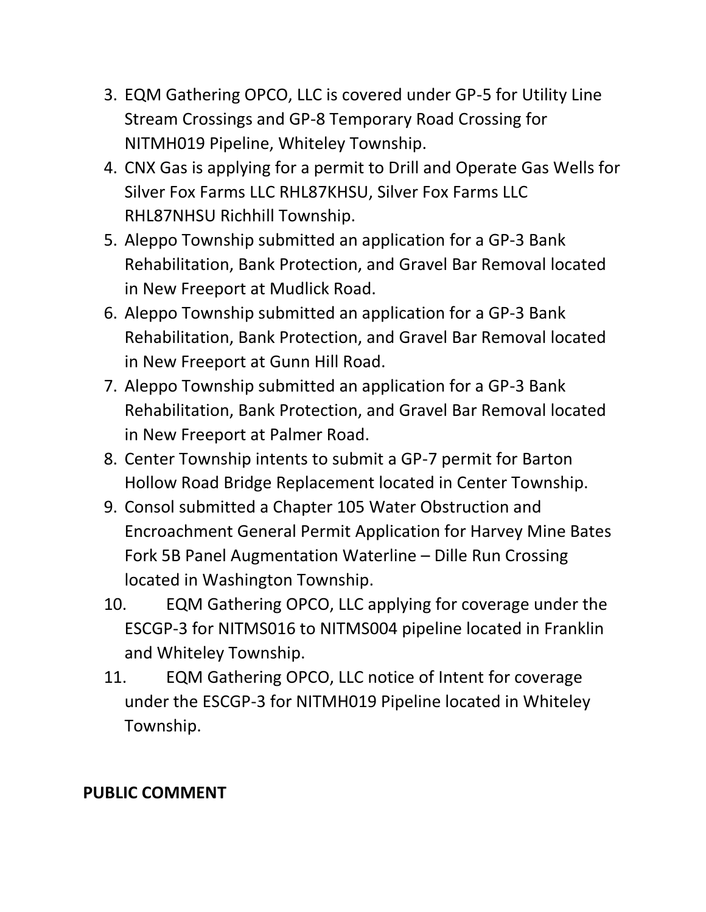3. EQM Gathering OPCO, LLC is covered under GP-5 for Utility Line Stream Crossings and GP-8 Temporary Road Crossing for NITMH019 Pipeline, Whiteley Township.
4. CNX Gas is applying for a permit to Drill and Operate Gas Wells for Silver Fox Farms LLC RHL87KHSU, Silver Fox Farms LLC RHL87NHSU Richhill Township.
5. Aleppo Township submitted an application for a GP-3 Bank Rehabilitation, Bank Protection, and Gravel Bar Removal located in New Freeport at Mudlick Road.
6. Aleppo Township submitted an application for a GP-3 Bank Rehabilitation, Bank Protection, and Gravel Bar Removal located in New Freeport at Gunn Hill Road.
7. Aleppo Township submitted an application for a GP-3 Bank Rehabilitation, Bank Protection, and Gravel Bar Removal located in New Freeport at Palmer Road.
8. Center Township intents to submit a GP-7 permit for Barton Hollow Road Bridge Replacement located in Center Township.
9. Consol submitted a Chapter 105 Water Obstruction and Encroachment General Permit Application for Harvey Mine Bates Fork 5B Panel Augmentation Waterline – Dille Run Crossing located in Washington Township.
10. EQM Gathering OPCO, LLC applying for coverage under the ESCGP-3 for NITMS016 to NITMS004 pipeline located in Franklin and Whiteley Township.
11. EQM Gathering OPCO, LLC notice of Intent for coverage under the ESCGP-3 for NITMH019 Pipeline located in Whiteley Township.

**PUBLIC COMMENT**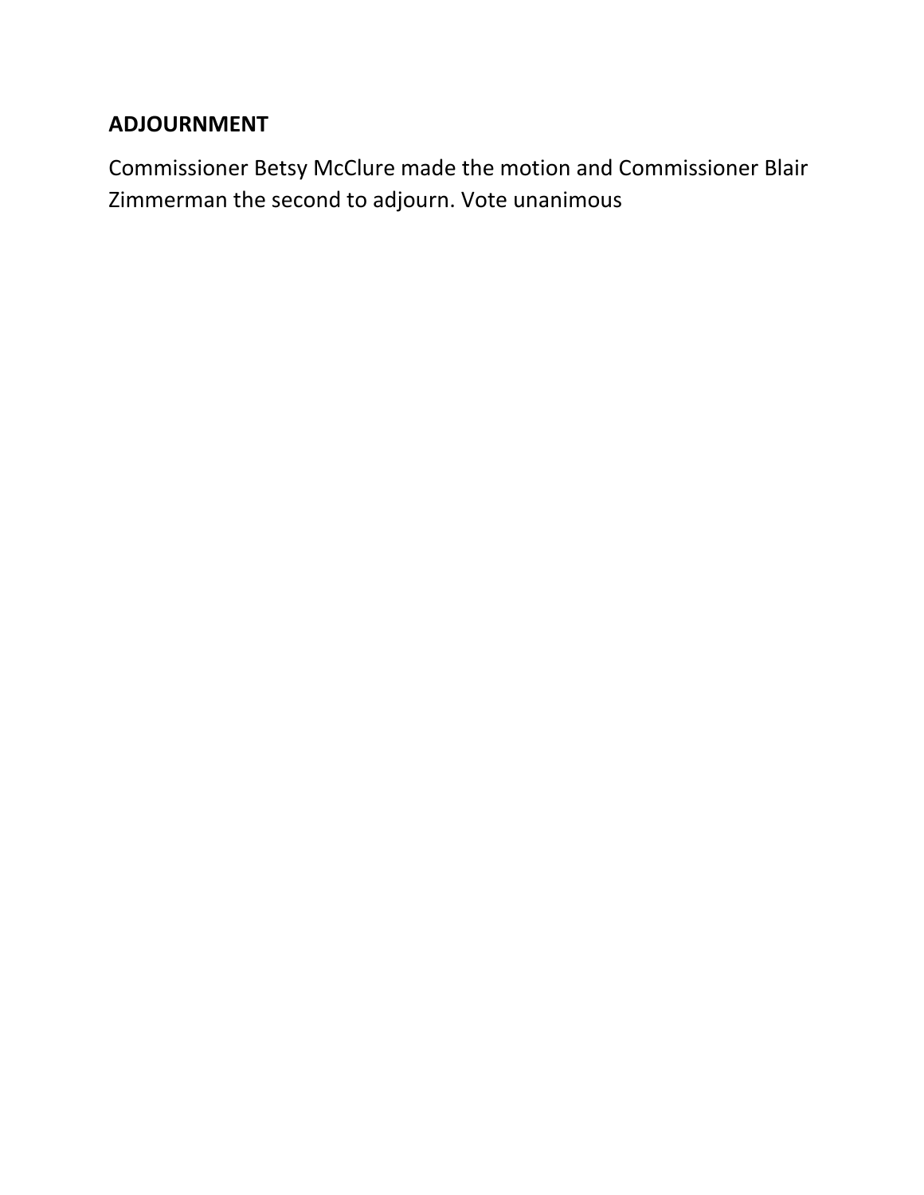## ADJOURNMENT

Commissioner Betsy McClure made the motion and Commissioner Blair Zimmerman the second to adjourn. Vote unanimous